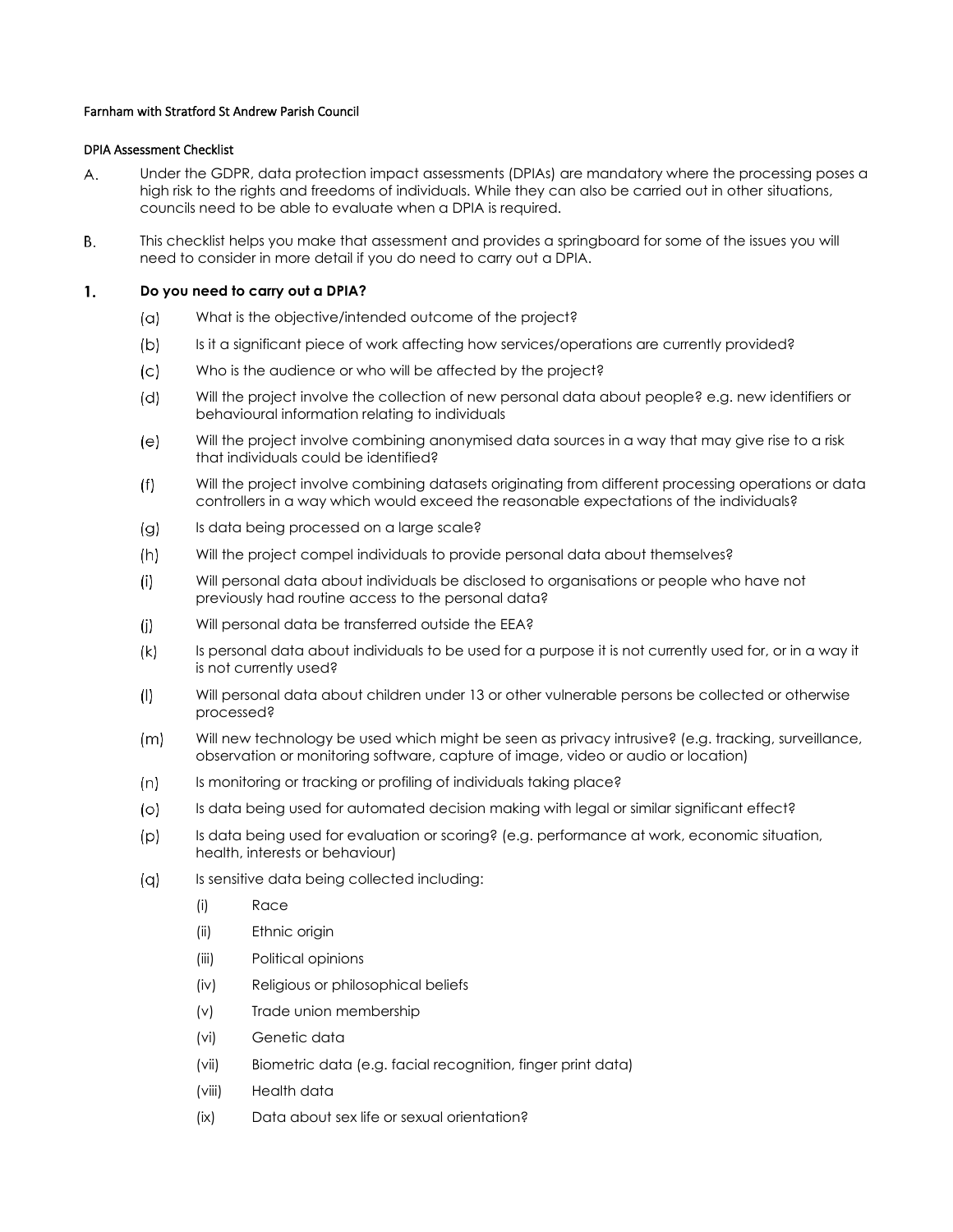Farnham with Stratford St Andrew Parish Council

DPIA Assessment Checklist

A. Under the GDPR, data protection impact assessments (DPIAs) are mandatory where the processing poses a high risk to the rights and freedoms of individuals. While they can also be carried out in other situations, councils need to be able to evaluate when a DPIA is required.

B. This checklist helps you make that assessment and provides a springboard for some of the issues you will need to consider in more detail if you do need to carry out a DPIA.

## 1. Do you need to carry out a DPIA?

(a) What is the objective/intended outcome of the project?

(b) Is it a significant piece of work affecting how services/operations are currently provided?

(c) Who is the audience or who will be affected by the project?

(d) Will the project involve the collection of new personal data about people? e.g. new identifiers or behavioural information relating to individuals

(e) Will the project involve combining anonymised data sources in a way that may give rise to a risk that individuals could be identified?

(f) Will the project involve combining datasets originating from different processing operations or data controllers in a way which would exceed the reasonable expectations of the individuals?

(g) Is data being processed on a large scale?

(h) Will the project compel individuals to provide personal data about themselves?

(i) Will personal data about individuals be disclosed to organisations or people who have not previously had routine access to the personal data?

(j) Will personal data be transferred outside the EEA?

(k) Is personal data about individuals to be used for a purpose it is not currently used for, or in a way it is not currently used?

(l) Will personal data about children under 13 or other vulnerable persons be collected or otherwise processed?

(m) Will new technology be used which might be seen as privacy intrusive? (e.g. tracking, surveillance, observation or monitoring software, capture of image, video or audio or location)

(n) Is monitoring or tracking or profiling of individuals taking place?

(o) Is data being used for automated decision making with legal or similar significant effect?

(p) Is data being used for evaluation or scoring? (e.g. performance at work, economic situation, health, interests or behaviour)

(q) Is sensitive data being collected including:

  (i) Race

  (ii) Ethnic origin

  (iii) Political opinions

  (iv) Religious or philosophical beliefs

  (v) Trade union membership

  (vi) Genetic data

  (vii) Biometric data (e.g. facial recognition, finger print data)

  (viii) Health data

  (ix) Data about sex life or sexual orientation?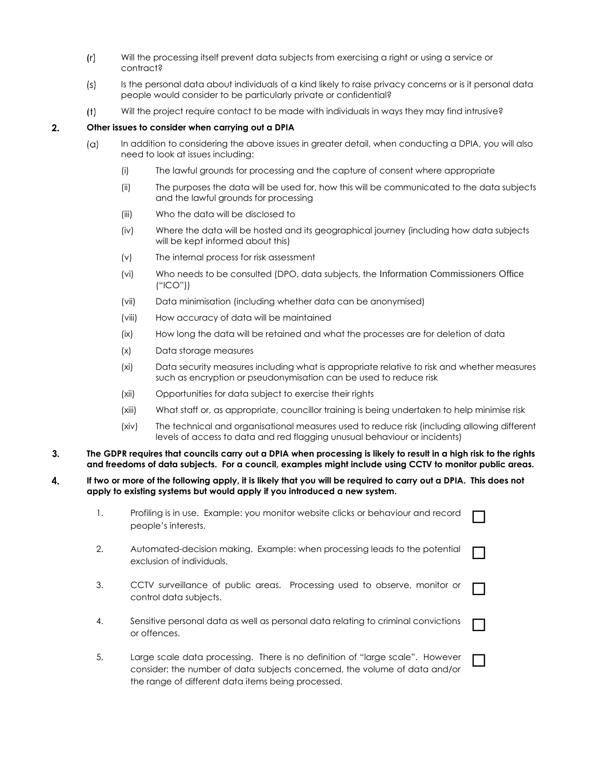(r) Will the processing itself prevent data subjects from exercising a right or using a service or contract?

(s) Is the personal data about individuals of a kind likely to raise privacy concerns or is it personal data people would consider to be particularly private or confidential?

(t) Will the project require contact to be made with individuals in ways they may find intrusive?

**2. Other issues to consider when carrying out a DPIA**

(a) In addition to considering the above issues in greater detail, when conducting a DPIA, you will also need to look at issues including:

(i) The lawful grounds for processing and the capture of consent where appropriate

(ii) The purposes the data will be used for, how this will be communicated to the data subjects and the lawful grounds for processing

(iii) Who the data will be disclosed to

(iv) Where the data will be hosted and its geographical journey (including how data subjects will be kept informed about this)

(v) The internal process for risk assessment

(vi) Who needs to be consulted (DPO, data subjects, the Information Commissioners Office ("ICO"))

(vii) Data minimisation (including whether data can be anonymised)

(viii) How accuracy of data will be maintained

(ix) How long the data will be retained and what the processes are for deletion of data

(x) Data storage measures

(xi) Data security measures including what is appropriate relative to risk and whether measures such as encryption or pseudonymisation can be used to reduce risk

(xii) Opportunities for data subject to exercise their rights

(xiii) What staff or, as appropriate, councillor training is being undertaken to help minimise risk

(xiv) The technical and organisational measures used to reduce risk (including allowing different levels of access to data and red flagging unusual behaviour or incidents)

**3. The GDPR requires that councils carry out a DPIA when processing is likely to result in a high risk to the rights and freedoms of data subjects. For a council, examples might include using CCTV to monitor public areas.**

**4. If two or more of the following apply, it is likely that you will be required to carry out a DPIA. This does not apply to existing systems but would apply if you introduced a new system.**

1. Profiling is in use. Example: you monitor website clicks or behaviour and record people's interests. ☐

2. Automated-decision making. Example: when processing leads to the potential exclusion of individuals. ☐

3. CCTV surveillance of public areas. Processing used to observe, monitor or control data subjects. ☐

4. Sensitive personal data as well as personal data relating to criminal convictions or offences. ☐

5. Large scale data processing. There is no definition of "large scale". However consider: the number of data subjects concerned, the volume of data and/or the range of different data items being processed. ☐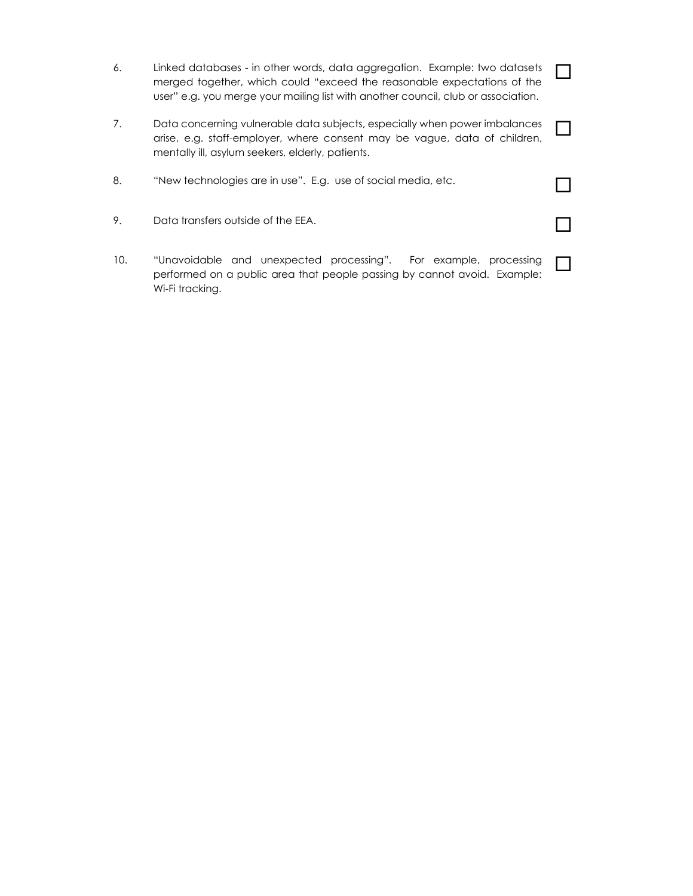6. Linked databases - in other words, data aggregation. Example: two datasets merged together, which could "exceed the reasonable expectations of the user" e.g. you merge your mailing list with another council, club or association. ☐

7. Data concerning vulnerable data subjects, especially when power imbalances arise, e.g. staff-employer, where consent may be vague, data of children, mentally ill, asylum seekers, elderly, patients. ☐

8. "New technologies are in use". E.g. use of social media, etc. ☐

9. Data transfers outside of the EEA. ☐

10. "Unavoidable and unexpected processing". For example, processing performed on a public area that people passing by cannot avoid. Example: Wi-Fi tracking. ☐